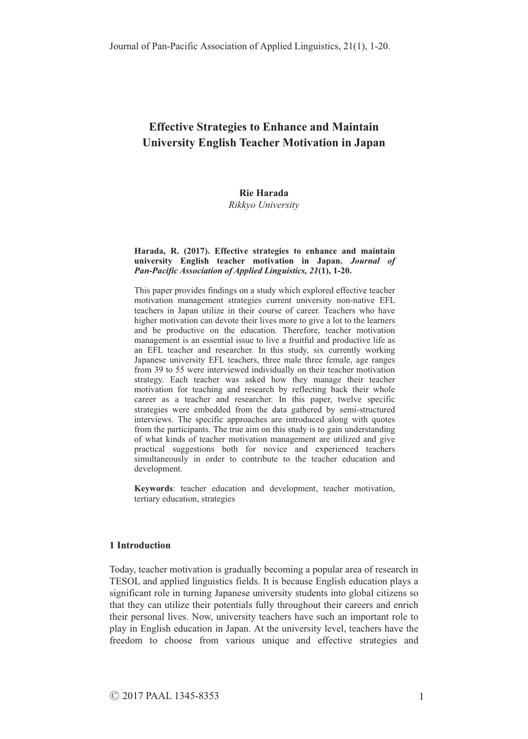# Effective Strategies to Enhance and Maintain University English Teacher Motivation in Japan

**Rie Harada**
*Rikkyo University*

**Harada, R. (2017). Effective strategies to enhance and maintain university English teacher motivation in Japan. *Journal of Pan-Pacific Association of Applied Linguistics, 21*(1), 1-20.**

This paper provides findings on a study which explored effective teacher motivation management strategies current university non-native EFL teachers in Japan utilize in their course of career. Teachers who have higher motivation can devote their lives more to give a lot to the learners and be productive on the education. Therefore, teacher motivation management is an essential issue to live a fruitful and productive life as an EFL teacher and researcher. In this study, six currently working Japanese university EFL teachers, three male three female, age ranges from 39 to 55 were interviewed individually on their teacher motivation strategy. Each teacher was asked how they manage their teacher motivation for teaching and research by reflecting back their whole career as a teacher and researcher. In this paper, twelve specific strategies were embedded from the data gathered by semi-structured interviews. The specific approaches are introduced along with quotes from the participants. The true aim on this study is to gain understanding of what kinds of teacher motivation management are utilized and give practical suggestions both for novice and experienced teachers simultaneously in order to contribute to the teacher education and development.

**Keywords**: teacher education and development, teacher motivation, tertiary education, strategies

## 1 Introduction

Today, teacher motivation is gradually becoming a popular area of research in TESOL and applied linguistics fields. It is because English education plays a significant role in turning Japanese university students into global citizens so that they can utilize their potentials fully throughout their careers and enrich their personal lives. Now, university teachers have such an important role to play in English education in Japan. At the university level, teachers have the freedom to choose from various unique and effective strategies and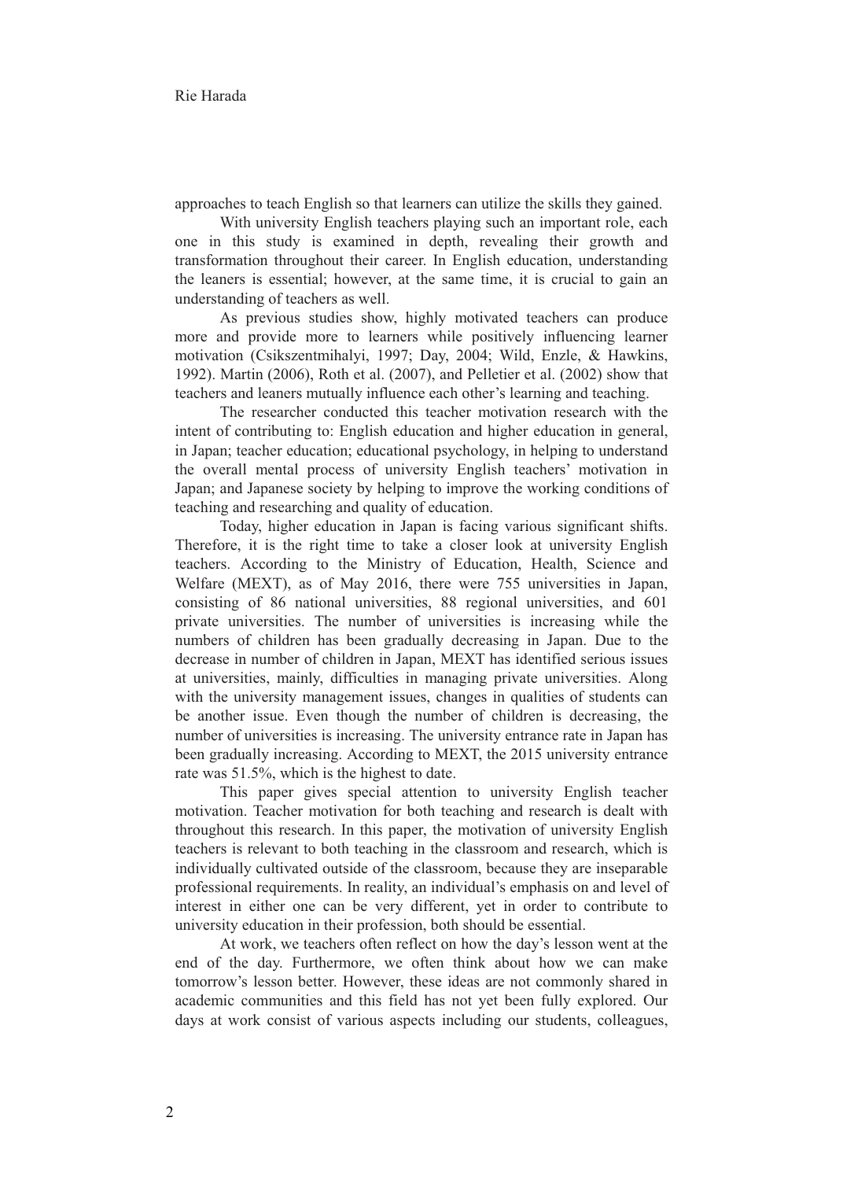approaches to teach English so that learners can utilize the skills they gained.

With university English teachers playing such an important role, each one in this study is examined in depth, revealing their growth and transformation throughout their career. In English education, understanding the leaners is essential; however, at the same time, it is crucial to gain an understanding of teachers as well.

As previous studies show, highly motivated teachers can produce more and provide more to learners while positively influencing learner motivation (Csikszentmihalyi, 1997; Day, 2004; Wild, Enzle, & Hawkins, 1992). Martin (2006), Roth et al. (2007), and Pelletier et al. (2002) show that teachers and leaners mutually influence each other's learning and teaching.

The researcher conducted this teacher motivation research with the intent of contributing to: English education and higher education in general, in Japan; teacher education; educational psychology, in helping to understand the overall mental process of university English teachers' motivation in Japan; and Japanese society by helping to improve the working conditions of teaching and researching and quality of education.

Today, higher education in Japan is facing various significant shifts. Therefore, it is the right time to take a closer look at university English teachers. According to the Ministry of Education, Health, Science and Welfare (MEXT), as of May 2016, there were 755 universities in Japan, consisting of 86 national universities, 88 regional universities, and 601 private universities. The number of universities is increasing while the numbers of children has been gradually decreasing in Japan. Due to the decrease in number of children in Japan, MEXT has identified serious issues at universities, mainly, difficulties in managing private universities. Along with the university management issues, changes in qualities of students can be another issue. Even though the number of children is decreasing, the number of universities is increasing. The university entrance rate in Japan has been gradually increasing. According to MEXT, the 2015 university entrance rate was 51.5%, which is the highest to date.

This paper gives special attention to university English teacher motivation. Teacher motivation for both teaching and research is dealt with throughout this research. In this paper, the motivation of university English teachers is relevant to both teaching in the classroom and research, which is individually cultivated outside of the classroom, because they are inseparable professional requirements. In reality, an individual's emphasis on and level of interest in either one can be very different, yet in order to contribute to university education in their profession, both should be essential.

At work, we teachers often reflect on how the day's lesson went at the end of the day. Furthermore, we often think about how we can make tomorrow's lesson better. However, these ideas are not commonly shared in academic communities and this field has not yet been fully explored. Our days at work consist of various aspects including our students, colleagues,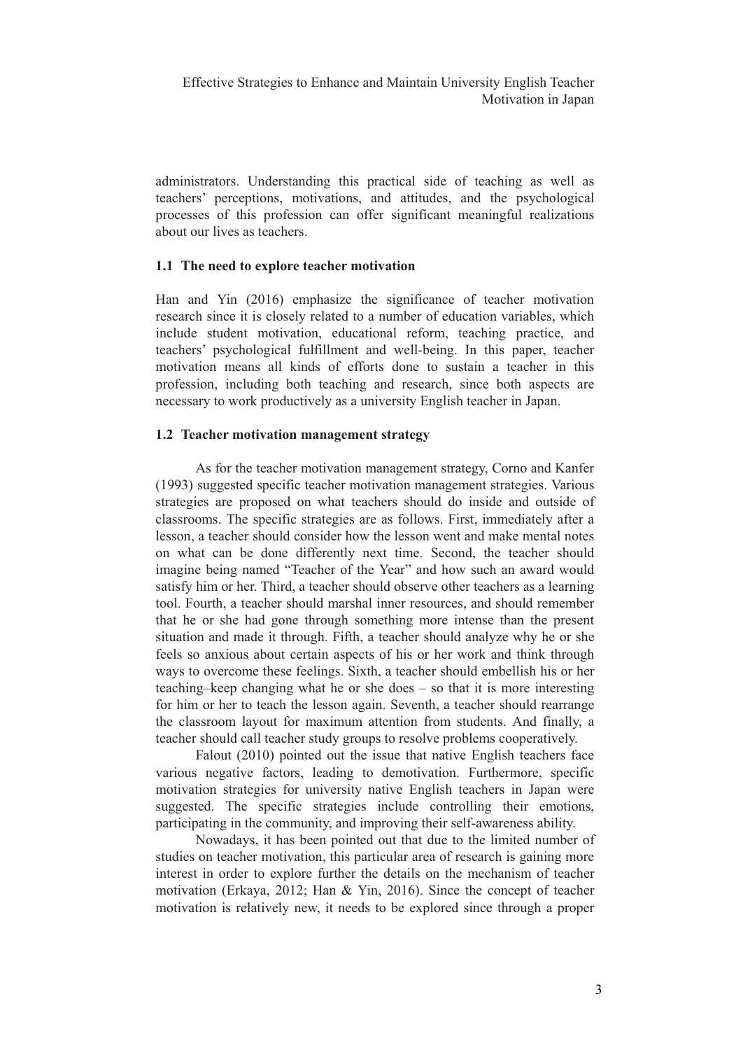administrators. Understanding this practical side of teaching as well as teachers' perceptions, motivations, and attitudes, and the psychological processes of this profession can offer significant meaningful realizations about our lives as teachers.

### 1.1 The need to explore teacher motivation

Han and Yin (2016) emphasize the significance of teacher motivation research since it is closely related to a number of education variables, which include student motivation, educational reform, teaching practice, and teachers' psychological fulfillment and well-being. In this paper, teacher motivation means all kinds of efforts done to sustain a teacher in this profession, including both teaching and research, since both aspects are necessary to work productively as a university English teacher in Japan.

### 1.2 Teacher motivation management strategy

As for the teacher motivation management strategy, Corno and Kanfer (1993) suggested specific teacher motivation management strategies. Various strategies are proposed on what teachers should do inside and outside of classrooms. The specific strategies are as follows. First, immediately after a lesson, a teacher should consider how the lesson went and make mental notes on what can be done differently next time. Second, the teacher should imagine being named "Teacher of the Year" and how such an award would satisfy him or her. Third, a teacher should observe other teachers as a learning tool. Fourth, a teacher should marshal inner resources, and should remember that he or she had gone through something more intense than the present situation and made it through. Fifth, a teacher should analyze why he or she feels so anxious about certain aspects of his or her work and think through ways to overcome these feelings. Sixth, a teacher should embellish his or her teaching–keep changing what he or she does – so that it is more interesting for him or her to teach the lesson again. Seventh, a teacher should rearrange the classroom layout for maximum attention from students. And finally, a teacher should call teacher study groups to resolve problems cooperatively.

Falout (2010) pointed out the issue that native English teachers face various negative factors, leading to demotivation. Furthermore, specific motivation strategies for university native English teachers in Japan were suggested. The specific strategies include controlling their emotions, participating in the community, and improving their self-awareness ability.

Nowadays, it has been pointed out that due to the limited number of studies on teacher motivation, this particular area of research is gaining more interest in order to explore further the details on the mechanism of teacher motivation (Erkaya, 2012; Han & Yin, 2016). Since the concept of teacher motivation is relatively new, it needs to be explored since through a proper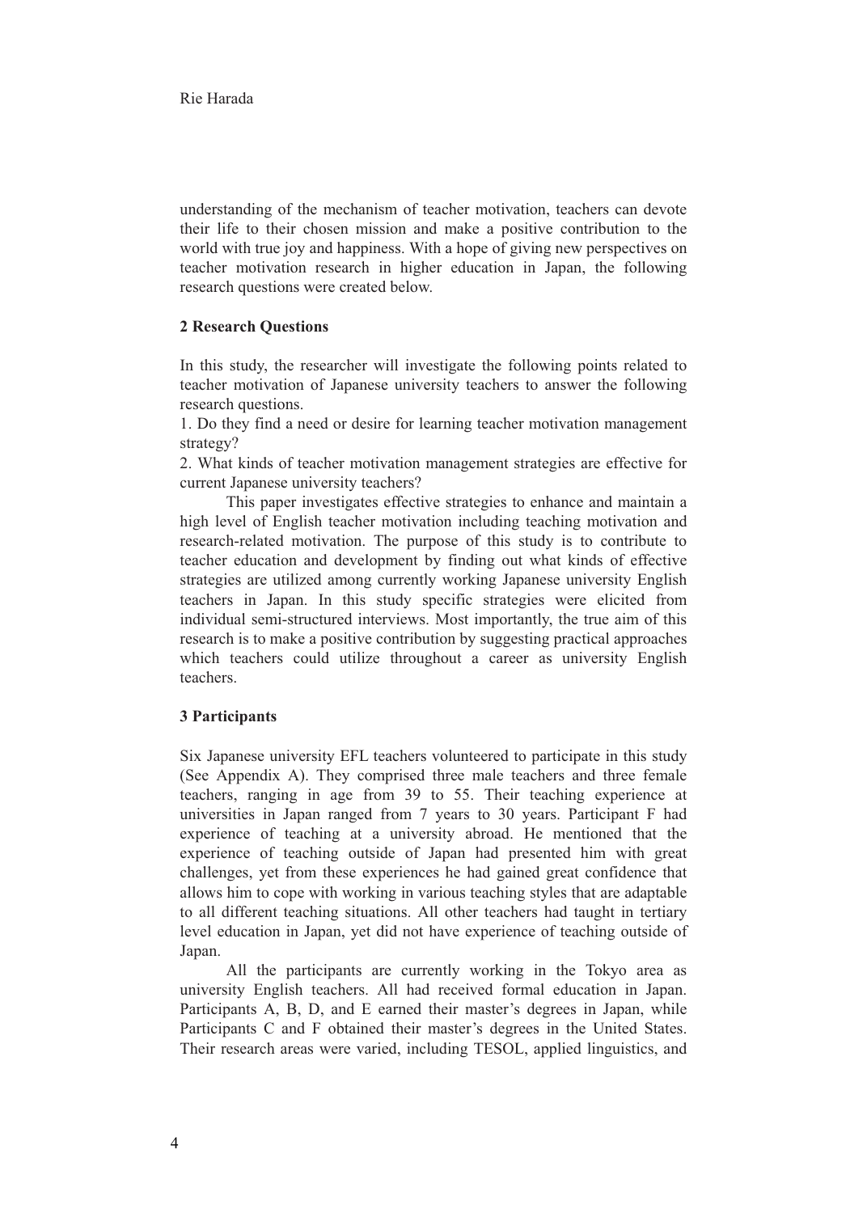understanding of the mechanism of teacher motivation, teachers can devote their life to their chosen mission and make a positive contribution to the world with true joy and happiness. With a hope of giving new perspectives on teacher motivation research in higher education in Japan, the following research questions were created below.

## 2 Research Questions

In this study, the researcher will investigate the following points related to teacher motivation of Japanese university teachers to answer the following research questions.

1. Do they find a need or desire for learning teacher motivation management strategy?
2. What kinds of teacher motivation management strategies are effective for current Japanese university teachers?

This paper investigates effective strategies to enhance and maintain a high level of English teacher motivation including teaching motivation and research-related motivation. The purpose of this study is to contribute to teacher education and development by finding out what kinds of effective strategies are utilized among currently working Japanese university English teachers in Japan. In this study specific strategies were elicited from individual semi-structured interviews. Most importantly, the true aim of this research is to make a positive contribution by suggesting practical approaches which teachers could utilize throughout a career as university English teachers.

## 3 Participants

Six Japanese university EFL teachers volunteered to participate in this study (See Appendix A). They comprised three male teachers and three female teachers, ranging in age from 39 to 55. Their teaching experience at universities in Japan ranged from 7 years to 30 years. Participant F had experience of teaching at a university abroad. He mentioned that the experience of teaching outside of Japan had presented him with great challenges, yet from these experiences he had gained great confidence that allows him to cope with working in various teaching styles that are adaptable to all different teaching situations. All other teachers had taught in tertiary level education in Japan, yet did not have experience of teaching outside of Japan.

All the participants are currently working in the Tokyo area as university English teachers. All had received formal education in Japan. Participants A, B, D, and E earned their master's degrees in Japan, while Participants C and F obtained their master's degrees in the United States. Their research areas were varied, including TESOL, applied linguistics, and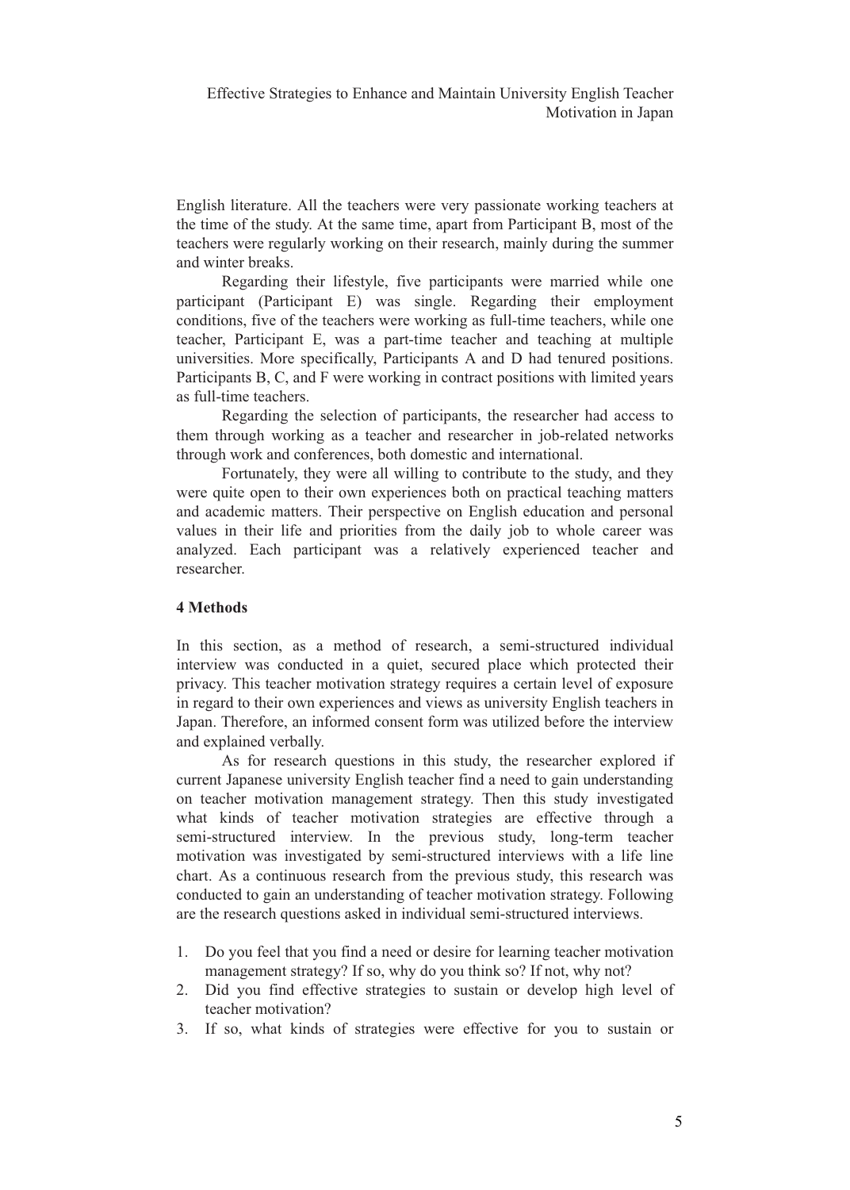English literature. All the teachers were very passionate working teachers at the time of the study. At the same time, apart from Participant B, most of the teachers were regularly working on their research, mainly during the summer and winter breaks.

Regarding their lifestyle, five participants were married while one participant (Participant E) was single. Regarding their employment conditions, five of the teachers were working as full-time teachers, while one teacher, Participant E, was a part-time teacher and teaching at multiple universities. More specifically, Participants A and D had tenured positions. Participants B, C, and F were working in contract positions with limited years as full-time teachers.

Regarding the selection of participants, the researcher had access to them through working as a teacher and researcher in job-related networks through work and conferences, both domestic and international.

Fortunately, they were all willing to contribute to the study, and they were quite open to their own experiences both on practical teaching matters and academic matters. Their perspective on English education and personal values in their life and priorities from the daily job to whole career was analyzed. Each participant was a relatively experienced teacher and researcher.

## 4 Methods

In this section, as a method of research, a semi-structured individual interview was conducted in a quiet, secured place which protected their privacy. This teacher motivation strategy requires a certain level of exposure in regard to their own experiences and views as university English teachers in Japan. Therefore, an informed consent form was utilized before the interview and explained verbally.

As for research questions in this study, the researcher explored if current Japanese university English teacher find a need to gain understanding on teacher motivation management strategy. Then this study investigated what kinds of teacher motivation strategies are effective through a semi-structured interview. In the previous study, long-term teacher motivation was investigated by semi-structured interviews with a life line chart. As a continuous research from the previous study, this research was conducted to gain an understanding of teacher motivation strategy. Following are the research questions asked in individual semi-structured interviews.

1. Do you feel that you find a need or desire for learning teacher motivation management strategy? If so, why do you think so? If not, why not?
2. Did you find effective strategies to sustain or develop high level of teacher motivation?
3. If so, what kinds of strategies were effective for you to sustain or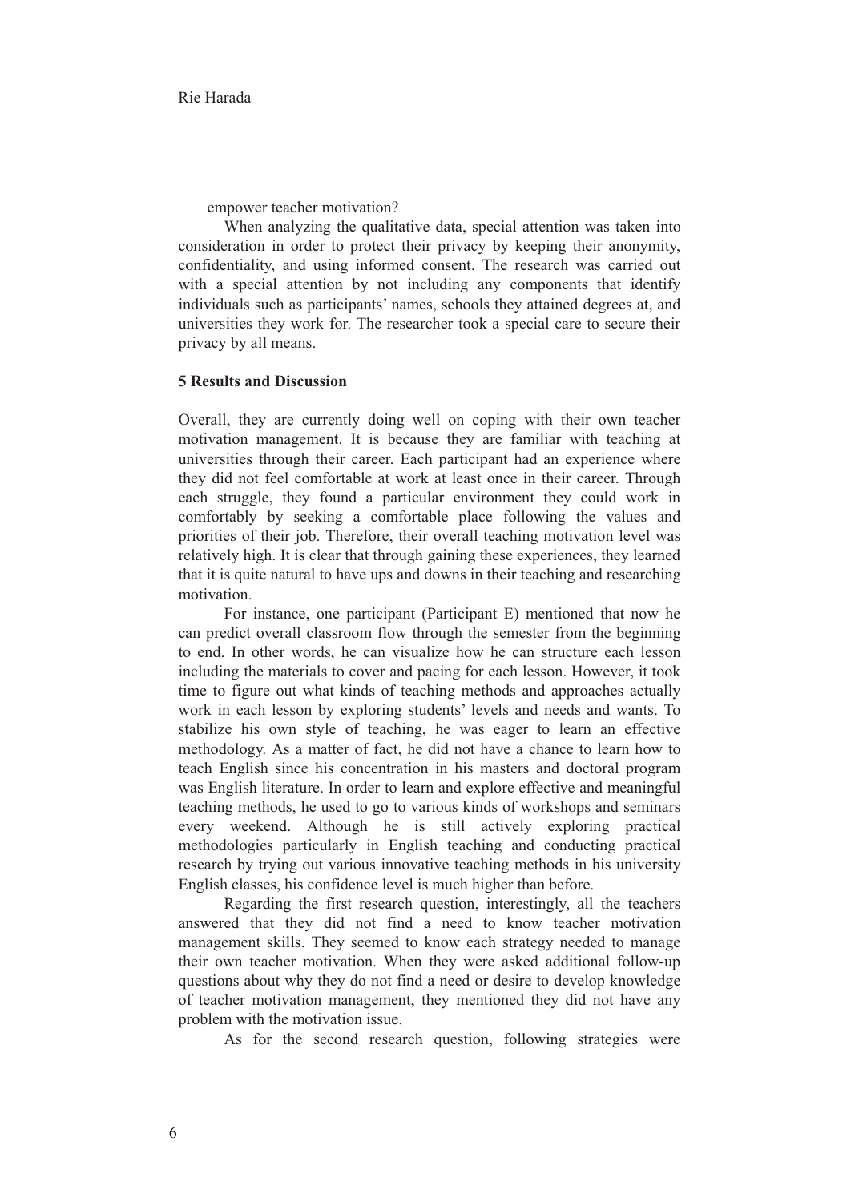empower teacher motivation?

When analyzing the qualitative data, special attention was taken into consideration in order to protect their privacy by keeping their anonymity, confidentiality, and using informed consent. The research was carried out with a special attention by not including any components that identify individuals such as participants' names, schools they attained degrees at, and universities they work for. The researcher took a special care to secure their privacy by all means.

## 5 Results and Discussion

Overall, they are currently doing well on coping with their own teacher motivation management. It is because they are familiar with teaching at universities through their career. Each participant had an experience where they did not feel comfortable at work at least once in their career. Through each struggle, they found a particular environment they could work in comfortably by seeking a comfortable place following the values and priorities of their job. Therefore, their overall teaching motivation level was relatively high. It is clear that through gaining these experiences, they learned that it is quite natural to have ups and downs in their teaching and researching motivation.

For instance, one participant (Participant E) mentioned that now he can predict overall classroom flow through the semester from the beginning to end. In other words, he can visualize how he can structure each lesson including the materials to cover and pacing for each lesson. However, it took time to figure out what kinds of teaching methods and approaches actually work in each lesson by exploring students' levels and needs and wants. To stabilize his own style of teaching, he was eager to learn an effective methodology. As a matter of fact, he did not have a chance to learn how to teach English since his concentration in his masters and doctoral program was English literature. In order to learn and explore effective and meaningful teaching methods, he used to go to various kinds of workshops and seminars every weekend. Although he is still actively exploring practical methodologies particularly in English teaching and conducting practical research by trying out various innovative teaching methods in his university English classes, his confidence level is much higher than before.

Regarding the first research question, interestingly, all the teachers answered that they did not find a need to know teacher motivation management skills. They seemed to know each strategy needed to manage their own teacher motivation. When they were asked additional follow-up questions about why they do not find a need or desire to develop knowledge of teacher motivation management, they mentioned they did not have any problem with the motivation issue.

As for the second research question, following strategies were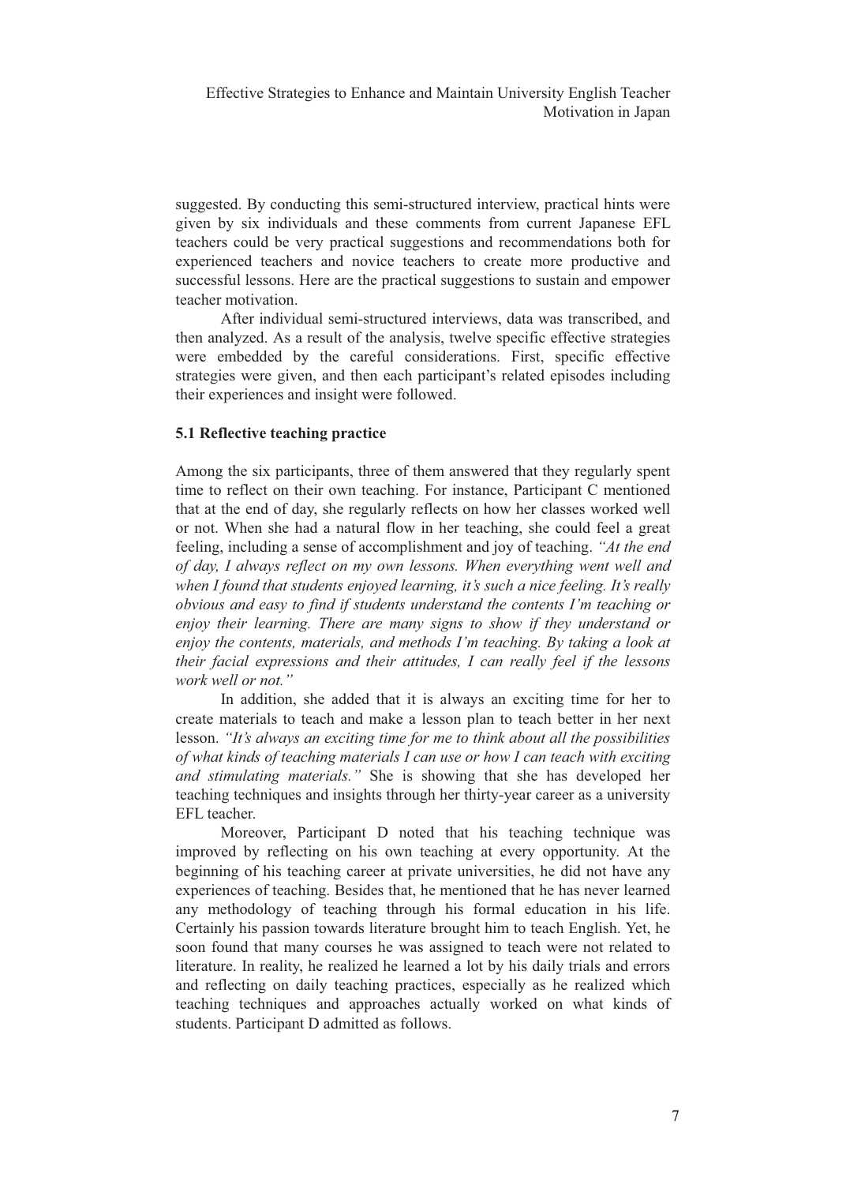suggested. By conducting this semi-structured interview, practical hints were given by six individuals and these comments from current Japanese EFL teachers could be very practical suggestions and recommendations both for experienced teachers and novice teachers to create more productive and successful lessons. Here are the practical suggestions to sustain and empower teacher motivation.

After individual semi-structured interviews, data was transcribed, and then analyzed. As a result of the analysis, twelve specific effective strategies were embedded by the careful considerations. First, specific effective strategies were given, and then each participant's related episodes including their experiences and insight were followed.

### 5.1 Reflective teaching practice

Among the six participants, three of them answered that they regularly spent time to reflect on their own teaching. For instance, Participant C mentioned that at the end of day, she regularly reflects on how her classes worked well or not. When she had a natural flow in her teaching, she could feel a great feeling, including a sense of accomplishment and joy of teaching. *"At the end of day, I always reflect on my own lessons. When everything went well and when I found that students enjoyed learning, it's such a nice feeling. It's really obvious and easy to find if students understand the contents I'm teaching or enjoy their learning. There are many signs to show if they understand or enjoy the contents, materials, and methods I'm teaching. By taking a look at their facial expressions and their attitudes, I can really feel if the lessons work well or not."*

In addition, she added that it is always an exciting time for her to create materials to teach and make a lesson plan to teach better in her next lesson. *"It's always an exciting time for me to think about all the possibilities of what kinds of teaching materials I can use or how I can teach with exciting and stimulating materials."* She is showing that she has developed her teaching techniques and insights through her thirty-year career as a university EFL teacher.

Moreover, Participant D noted that his teaching technique was improved by reflecting on his own teaching at every opportunity. At the beginning of his teaching career at private universities, he did not have any experiences of teaching. Besides that, he mentioned that he has never learned any methodology of teaching through his formal education in his life. Certainly his passion towards literature brought him to teach English. Yet, he soon found that many courses he was assigned to teach were not related to literature. In reality, he realized he learned a lot by his daily trials and errors and reflecting on daily teaching practices, especially as he realized which teaching techniques and approaches actually worked on what kinds of students. Participant D admitted as follows.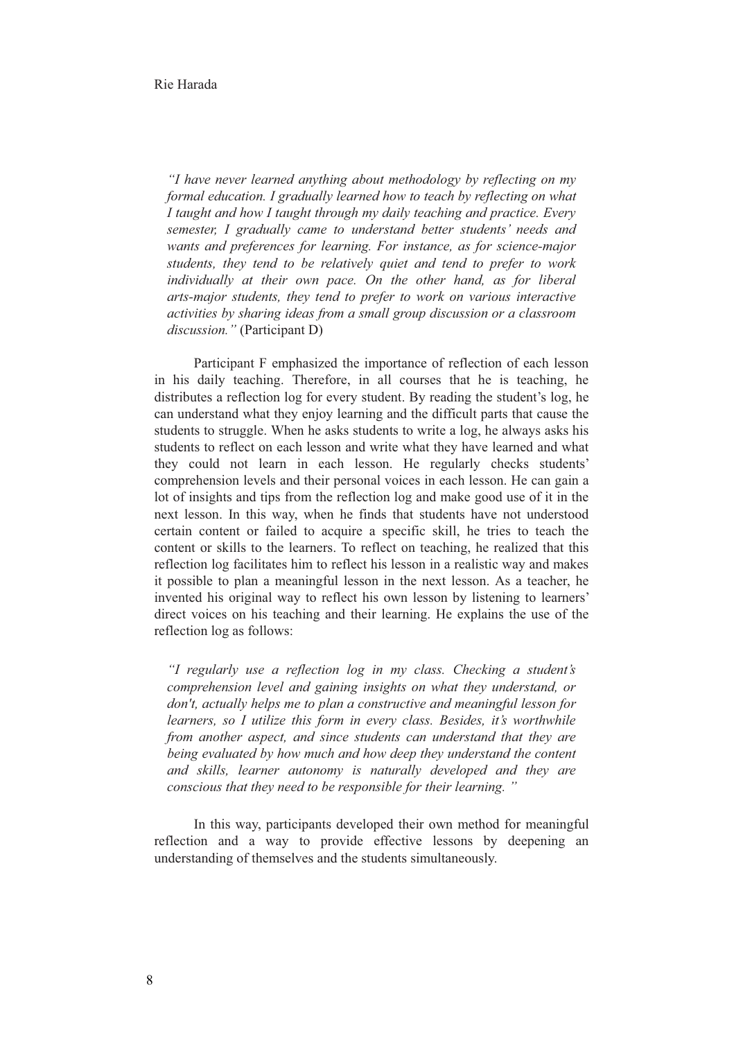*"I have never learned anything about methodology by reflecting on my formal education. I gradually learned how to teach by reflecting on what I taught and how I taught through my daily teaching and practice. Every semester, I gradually came to understand better students' needs and wants and preferences for learning. For instance, as for science-major students, they tend to be relatively quiet and tend to prefer to work individually at their own pace. On the other hand, as for liberal arts-major students, they tend to prefer to work on various interactive activities by sharing ideas from a small group discussion or a classroom discussion."* (Participant D)

Participant F emphasized the importance of reflection of each lesson in his daily teaching. Therefore, in all courses that he is teaching, he distributes a reflection log for every student. By reading the student's log, he can understand what they enjoy learning and the difficult parts that cause the students to struggle. When he asks students to write a log, he always asks his students to reflect on each lesson and write what they have learned and what they could not learn in each lesson. He regularly checks students' comprehension levels and their personal voices in each lesson. He can gain a lot of insights and tips from the reflection log and make good use of it in the next lesson. In this way, when he finds that students have not understood certain content or failed to acquire a specific skill, he tries to teach the content or skills to the learners. To reflect on teaching, he realized that this reflection log facilitates him to reflect his lesson in a realistic way and makes it possible to plan a meaningful lesson in the next lesson. As a teacher, he invented his original way to reflect his own lesson by listening to learners' direct voices on his teaching and their learning. He explains the use of the reflection log as follows:

*"I regularly use a reflection log in my class. Checking a student's comprehension level and gaining insights on what they understand, or don't, actually helps me to plan a constructive and meaningful lesson for learners, so I utilize this form in every class. Besides, it's worthwhile from another aspect, and since students can understand that they are being evaluated by how much and how deep they understand the content and skills, learner autonomy is naturally developed and they are conscious that they need to be responsible for their learning."*

In this way, participants developed their own method for meaningful reflection and a way to provide effective lessons by deepening an understanding of themselves and the students simultaneously.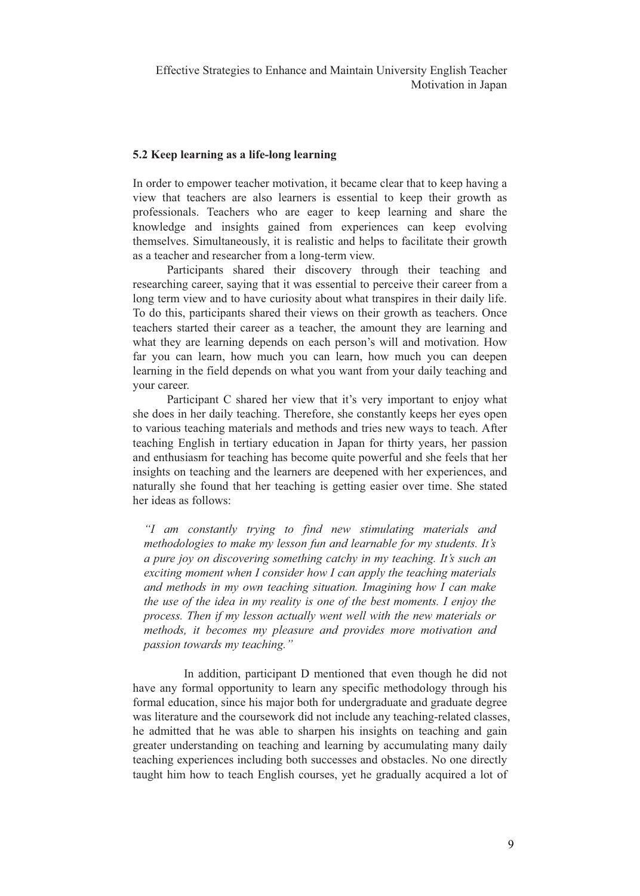### 5.2 Keep learning as a life-long learning

In order to empower teacher motivation, it became clear that to keep having a view that teachers are also learners is essential to keep their growth as professionals. Teachers who are eager to keep learning and share the knowledge and insights gained from experiences can keep evolving themselves. Simultaneously, it is realistic and helps to facilitate their growth as a teacher and researcher from a long-term view.

Participants shared their discovery through their teaching and researching career, saying that it was essential to perceive their career from a long term view and to have curiosity about what transpires in their daily life. To do this, participants shared their views on their growth as teachers. Once teachers started their career as a teacher, the amount they are learning and what they are learning depends on each person's will and motivation. How far you can learn, how much you can learn, how much you can deepen learning in the field depends on what you want from your daily teaching and your career.

Participant C shared her view that it's very important to enjoy what she does in her daily teaching. Therefore, she constantly keeps her eyes open to various teaching materials and methods and tries new ways to teach. After teaching English in tertiary education in Japan for thirty years, her passion and enthusiasm for teaching has become quite powerful and she feels that her insights on teaching and the learners are deepened with her experiences, and naturally she found that her teaching is getting easier over time. She stated her ideas as follows:

> *"I am constantly trying to find new stimulating materials and methodologies to make my lesson fun and learnable for my students. It's a pure joy on discovering something catchy in my teaching. It's such an exciting moment when I consider how I can apply the teaching materials and methods in my own teaching situation. Imagining how I can make the use of the idea in my reality is one of the best moments. I enjoy the process. Then if my lesson actually went well with the new materials or methods, it becomes my pleasure and provides more motivation and passion towards my teaching."*

In addition, participant D mentioned that even though he did not have any formal opportunity to learn any specific methodology through his formal education, since his major both for undergraduate and graduate degree was literature and the coursework did not include any teaching-related classes, he admitted that he was able to sharpen his insights on teaching and gain greater understanding on teaching and learning by accumulating many daily teaching experiences including both successes and obstacles. No one directly taught him how to teach English courses, yet he gradually acquired a lot of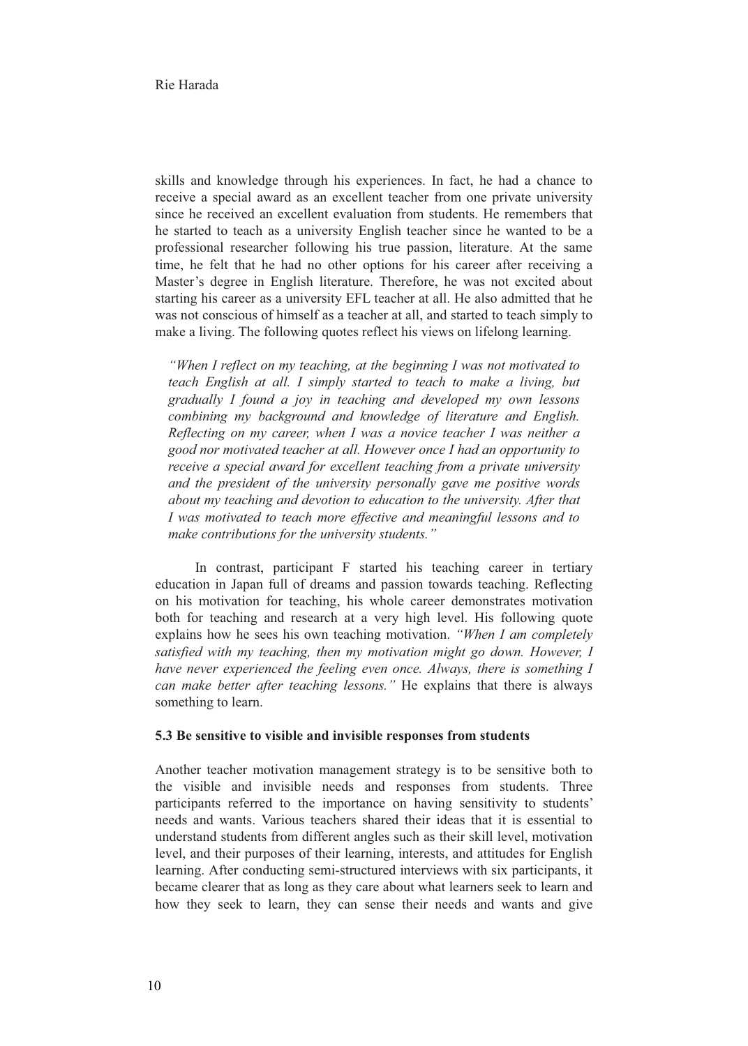skills and knowledge through his experiences. In fact, he had a chance to receive a special award as an excellent teacher from one private university since he received an excellent evaluation from students. He remembers that he started to teach as a university English teacher since he wanted to be a professional researcher following his true passion, literature. At the same time, he felt that he had no other options for his career after receiving a Master's degree in English literature. Therefore, he was not excited about starting his career as a university EFL teacher at all. He also admitted that he was not conscious of himself as a teacher at all, and started to teach simply to make a living. The following quotes reflect his views on lifelong learning.

> *"When I reflect on my teaching, at the beginning I was not motivated to teach English at all. I simply started to teach to make a living, but gradually I found a joy in teaching and developed my own lessons combining my background and knowledge of literature and English. Reflecting on my career, when I was a novice teacher I was neither a good nor motivated teacher at all. However once I had an opportunity to receive a special award for excellent teaching from a private university and the president of the university personally gave me positive words about my teaching and devotion to education to the university. After that I was motivated to teach more effective and meaningful lessons and to make contributions for the university students."*

In contrast, participant F started his teaching career in tertiary education in Japan full of dreams and passion towards teaching. Reflecting on his motivation for teaching, his whole career demonstrates motivation both for teaching and research at a very high level. His following quote explains how he sees his own teaching motivation. *"When I am completely satisfied with my teaching, then my motivation might go down. However, I have never experienced the feeling even once. Always, there is something I can make better after teaching lessons."* He explains that there is always something to learn.

### 5.3 Be sensitive to visible and invisible responses from students

Another teacher motivation management strategy is to be sensitive both to the visible and invisible needs and responses from students. Three participants referred to the importance on having sensitivity to students' needs and wants. Various teachers shared their ideas that it is essential to understand students from different angles such as their skill level, motivation level, and their purposes of their learning, interests, and attitudes for English learning. After conducting semi-structured interviews with six participants, it became clearer that as long as they care about what learners seek to learn and how they seek to learn, they can sense their needs and wants and give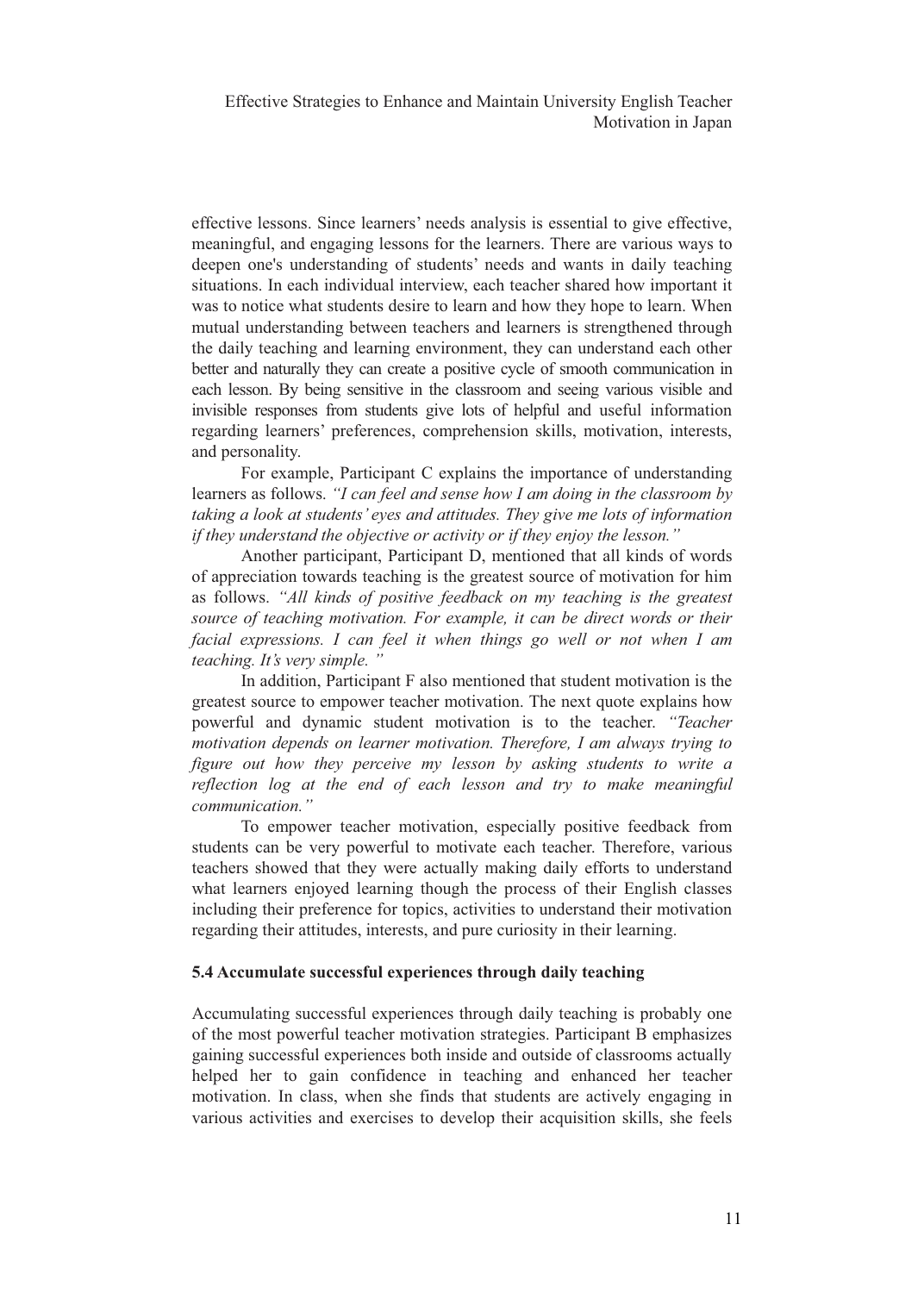effective lessons. Since learners' needs analysis is essential to give effective, meaningful, and engaging lessons for the learners. There are various ways to deepen one's understanding of students' needs and wants in daily teaching situations. In each individual interview, each teacher shared how important it was to notice what students desire to learn and how they hope to learn. When mutual understanding between teachers and learners is strengthened through the daily teaching and learning environment, they can understand each other better and naturally they can create a positive cycle of smooth communication in each lesson. By being sensitive in the classroom and seeing various visible and invisible responses from students give lots of helpful and useful information regarding learners' preferences, comprehension skills, motivation, interests, and personality.

For example, Participant C explains the importance of understanding learners as follows. *"I can feel and sense how I am doing in the classroom by taking a look at students' eyes and attitudes. They give me lots of information if they understand the objective or activity or if they enjoy the lesson."*

Another participant, Participant D, mentioned that all kinds of words of appreciation towards teaching is the greatest source of motivation for him as follows. *"All kinds of positive feedback on my teaching is the greatest source of teaching motivation. For example, it can be direct words or their facial expressions. I can feel it when things go well or not when I am teaching. It's very simple. "*

In addition, Participant F also mentioned that student motivation is the greatest source to empower teacher motivation. The next quote explains how powerful and dynamic student motivation is to the teacher. *"Teacher motivation depends on learner motivation. Therefore, I am always trying to figure out how they perceive my lesson by asking students to write a reflection log at the end of each lesson and try to make meaningful communication."*

To empower teacher motivation, especially positive feedback from students can be very powerful to motivate each teacher. Therefore, various teachers showed that they were actually making daily efforts to understand what learners enjoyed learning though the process of their English classes including their preference for topics, activities to understand their motivation regarding their attitudes, interests, and pure curiosity in their learning.

### 5.4 Accumulate successful experiences through daily teaching

Accumulating successful experiences through daily teaching is probably one of the most powerful teacher motivation strategies. Participant B emphasizes gaining successful experiences both inside and outside of classrooms actually helped her to gain confidence in teaching and enhanced her teacher motivation. In class, when she finds that students are actively engaging in various activities and exercises to develop their acquisition skills, she feels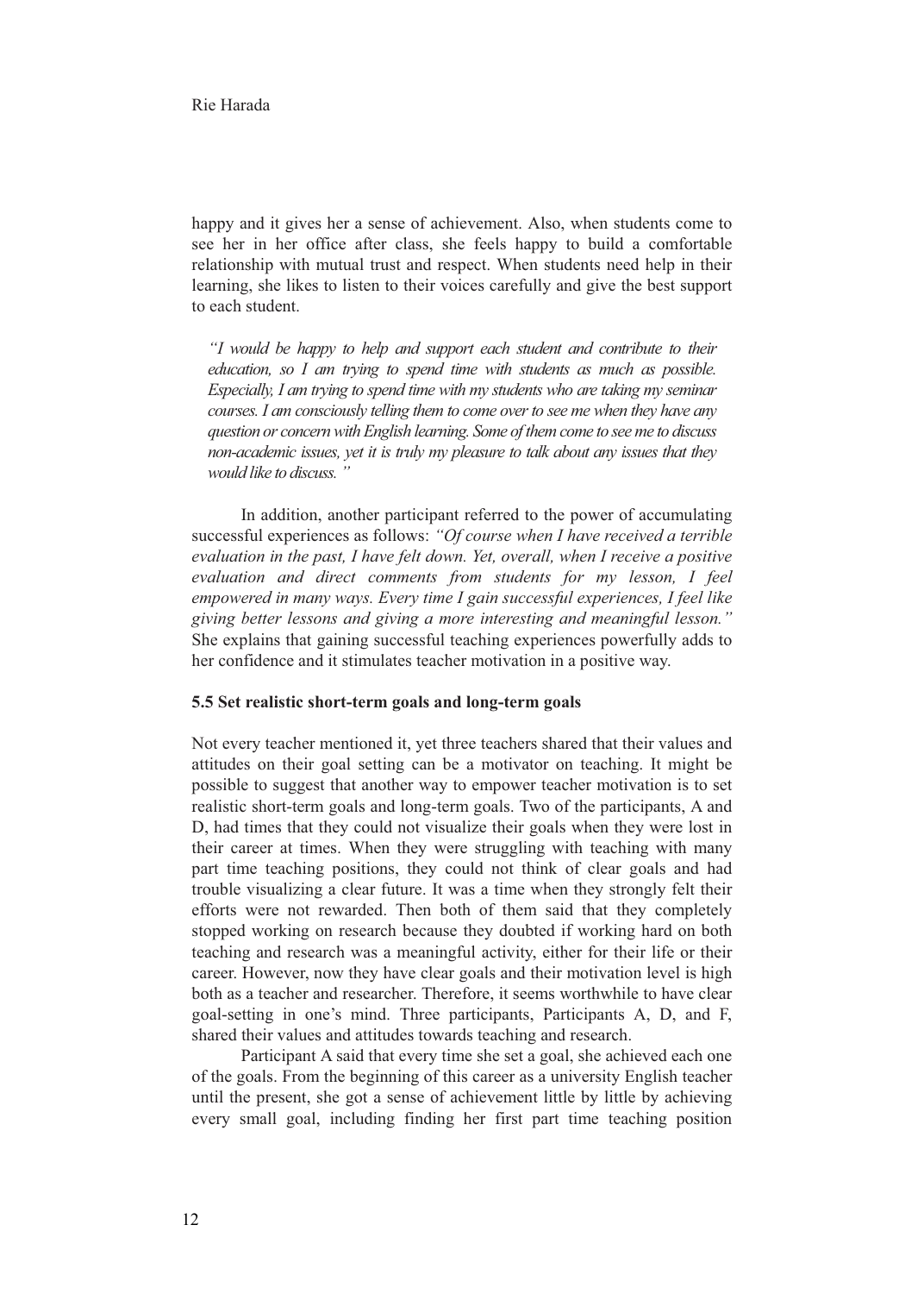happy and it gives her a sense of achievement. Also, when students come to see her in her office after class, she feels happy to build a comfortable relationship with mutual trust and respect. When students need help in their learning, she likes to listen to their voices carefully and give the best support to each student.

> *"I would be happy to help and support each student and contribute to their education, so I am trying to spend time with students as much as possible. Especially, I am trying to spend time with my students who are taking my seminar courses. I am consciously telling them to come over to see me when they have any question or concern with English learning. Some of them come to see me to discuss non-academic issues, yet it is truly my pleasure to talk about any issues that they would like to discuss."*

In addition, another participant referred to the power of accumulating successful experiences as follows: *"Of course when I have received a terrible evaluation in the past, I have felt down. Yet, overall, when I receive a positive evaluation and direct comments from students for my lesson, I feel empowered in many ways. Every time I gain successful experiences, I feel like giving better lessons and giving a more interesting and meaningful lesson."* She explains that gaining successful teaching experiences powerfully adds to her confidence and it stimulates teacher motivation in a positive way.

### 5.5 Set realistic short-term goals and long-term goals

Not every teacher mentioned it, yet three teachers shared that their values and attitudes on their goal setting can be a motivator on teaching. It might be possible to suggest that another way to empower teacher motivation is to set realistic short-term goals and long-term goals. Two of the participants, A and D, had times that they could not visualize their goals when they were lost in their career at times. When they were struggling with teaching with many part time teaching positions, they could not think of clear goals and had trouble visualizing a clear future. It was a time when they strongly felt their efforts were not rewarded. Then both of them said that they completely stopped working on research because they doubted if working hard on both teaching and research was a meaningful activity, either for their life or their career. However, now they have clear goals and their motivation level is high both as a teacher and researcher. Therefore, it seems worthwhile to have clear goal-setting in one's mind. Three participants, Participants A, D, and F, shared their values and attitudes towards teaching and research.

Participant A said that every time she set a goal, she achieved each one of the goals. From the beginning of this career as a university English teacher until the present, she got a sense of achievement little by little by achieving every small goal, including finding her first part time teaching position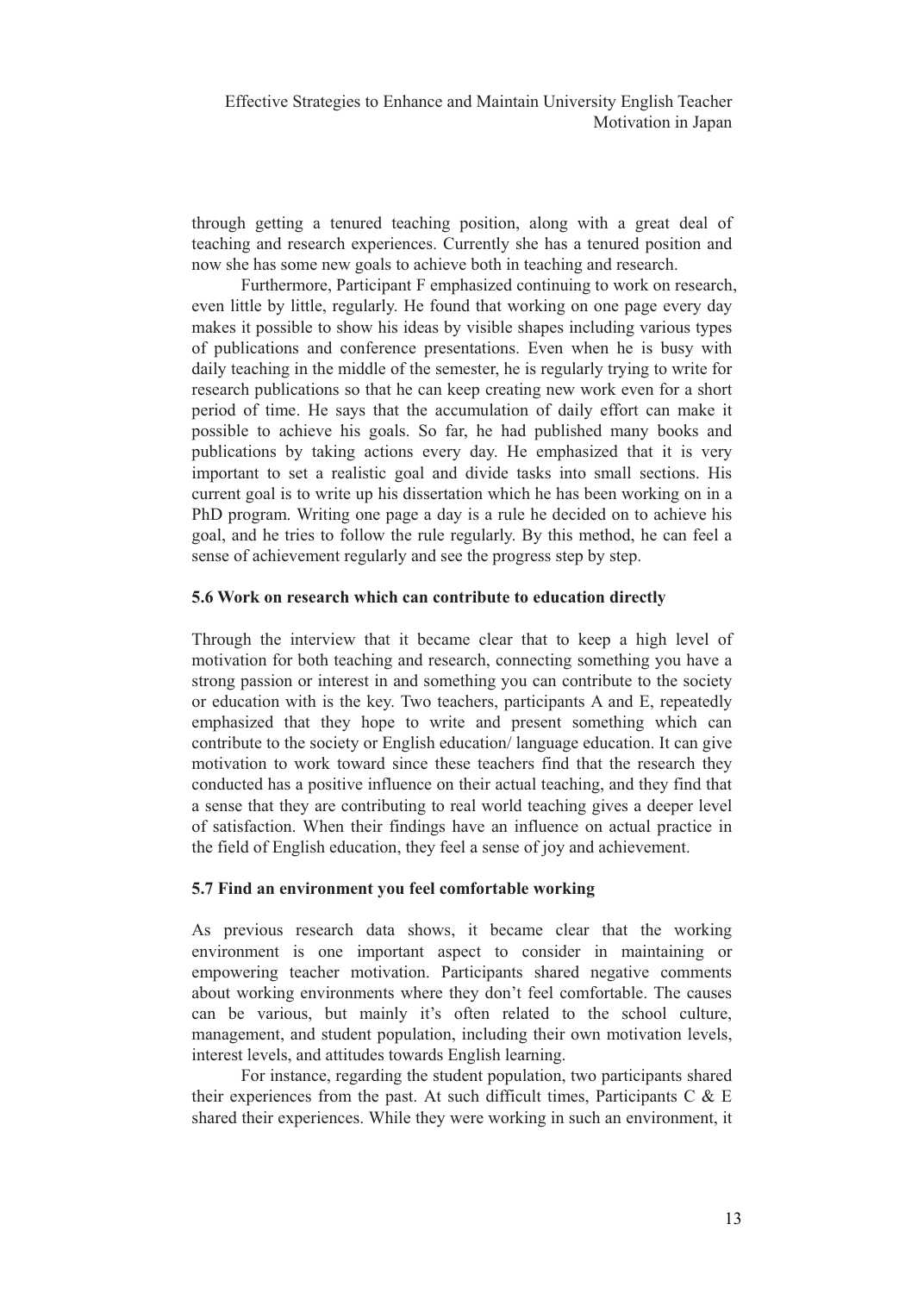through getting a tenured teaching position, along with a great deal of teaching and research experiences. Currently she has a tenured position and now she has some new goals to achieve both in teaching and research.

Furthermore, Participant F emphasized continuing to work on research, even little by little, regularly. He found that working on one page every day makes it possible to show his ideas by visible shapes including various types of publications and conference presentations. Even when he is busy with daily teaching in the middle of the semester, he is regularly trying to write for research publications so that he can keep creating new work even for a short period of time. He says that the accumulation of daily effort can make it possible to achieve his goals. So far, he had published many books and publications by taking actions every day. He emphasized that it is very important to set a realistic goal and divide tasks into small sections. His current goal is to write up his dissertation which he has been working on in a PhD program. Writing one page a day is a rule he decided on to achieve his goal, and he tries to follow the rule regularly. By this method, he can feel a sense of achievement regularly and see the progress step by step.

### 5.6 Work on research which can contribute to education directly

Through the interview that it became clear that to keep a high level of motivation for both teaching and research, connecting something you have a strong passion or interest in and something you can contribute to the society or education with is the key. Two teachers, participants A and E, repeatedly emphasized that they hope to write and present something which can contribute to the society or English education/ language education. It can give motivation to work toward since these teachers find that the research they conducted has a positive influence on their actual teaching, and they find that a sense that they are contributing to real world teaching gives a deeper level of satisfaction. When their findings have an influence on actual practice in the field of English education, they feel a sense of joy and achievement.

### 5.7 Find an environment you feel comfortable working

As previous research data shows, it became clear that the working environment is one important aspect to consider in maintaining or empowering teacher motivation. Participants shared negative comments about working environments where they don't feel comfortable. The causes can be various, but mainly it's often related to the school culture, management, and student population, including their own motivation levels, interest levels, and attitudes towards English learning.

For instance, regarding the student population, two participants shared their experiences from the past. At such difficult times, Participants C & E shared their experiences. While they were working in such an environment, it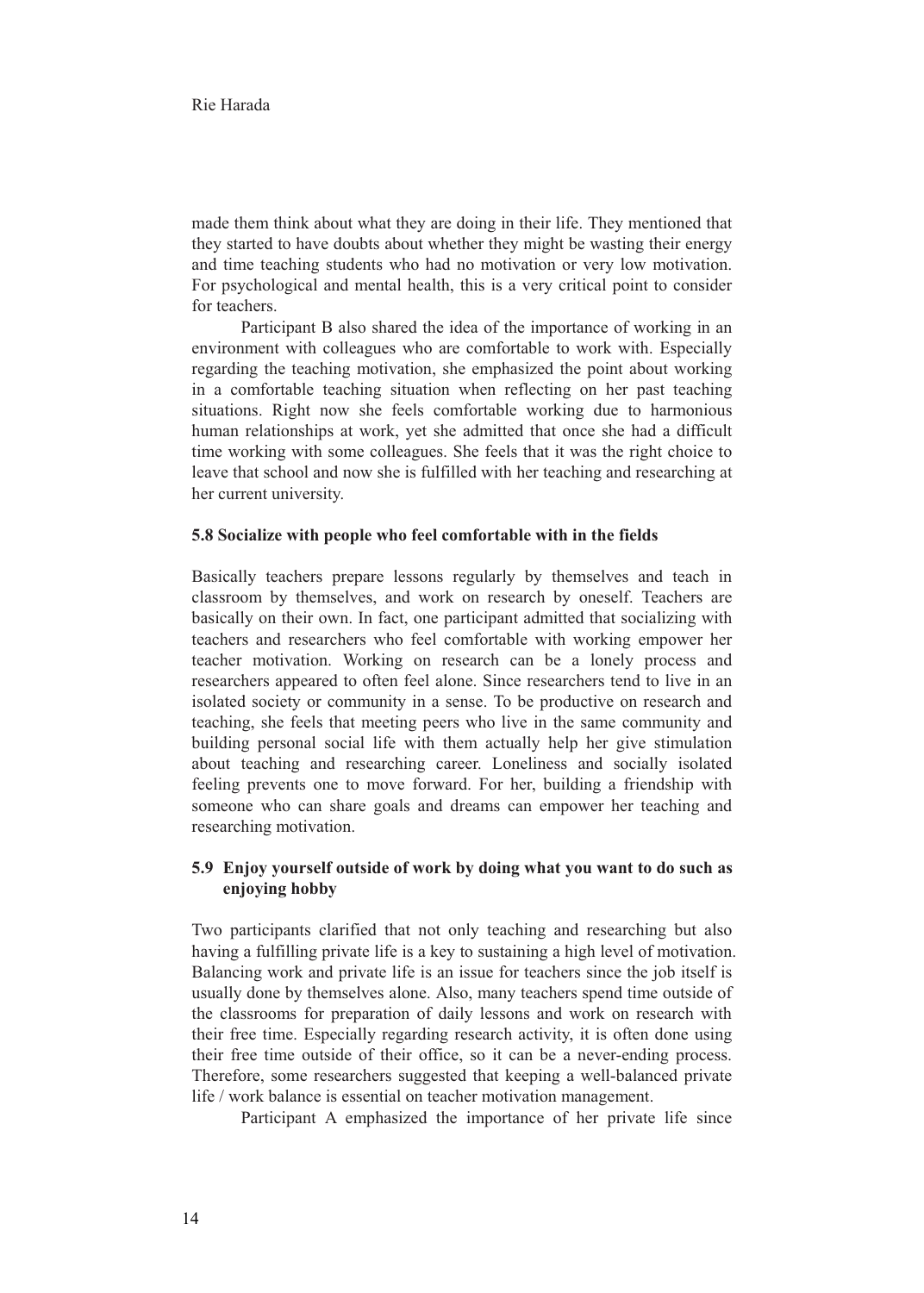made them think about what they are doing in their life. They mentioned that they started to have doubts about whether they might be wasting their energy and time teaching students who had no motivation or very low motivation. For psychological and mental health, this is a very critical point to consider for teachers.

Participant B also shared the idea of the importance of working in an environment with colleagues who are comfortable to work with. Especially regarding the teaching motivation, she emphasized the point about working in a comfortable teaching situation when reflecting on her past teaching situations. Right now she feels comfortable working due to harmonious human relationships at work, yet she admitted that once she had a difficult time working with some colleagues. She feels that it was the right choice to leave that school and now she is fulfilled with her teaching and researching at her current university.

### 5.8 Socialize with people who feel comfortable with in the fields

Basically teachers prepare lessons regularly by themselves and teach in classroom by themselves, and work on research by oneself. Teachers are basically on their own. In fact, one participant admitted that socializing with teachers and researchers who feel comfortable with working empower her teacher motivation. Working on research can be a lonely process and researchers appeared to often feel alone. Since researchers tend to live in an isolated society or community in a sense. To be productive on research and teaching, she feels that meeting peers who live in the same community and building personal social life with them actually help her give stimulation about teaching and researching career. Loneliness and socially isolated feeling prevents one to move forward. For her, building a friendship with someone who can share goals and dreams can empower her teaching and researching motivation.

### 5.9 Enjoy yourself outside of work by doing what you want to do such as enjoying hobby

Two participants clarified that not only teaching and researching but also having a fulfilling private life is a key to sustaining a high level of motivation. Balancing work and private life is an issue for teachers since the job itself is usually done by themselves alone. Also, many teachers spend time outside of the classrooms for preparation of daily lessons and work on research with their free time. Especially regarding research activity, it is often done using their free time outside of their office, so it can be a never-ending process. Therefore, some researchers suggested that keeping a well-balanced private life / work balance is essential on teacher motivation management.

Participant A emphasized the importance of her private life since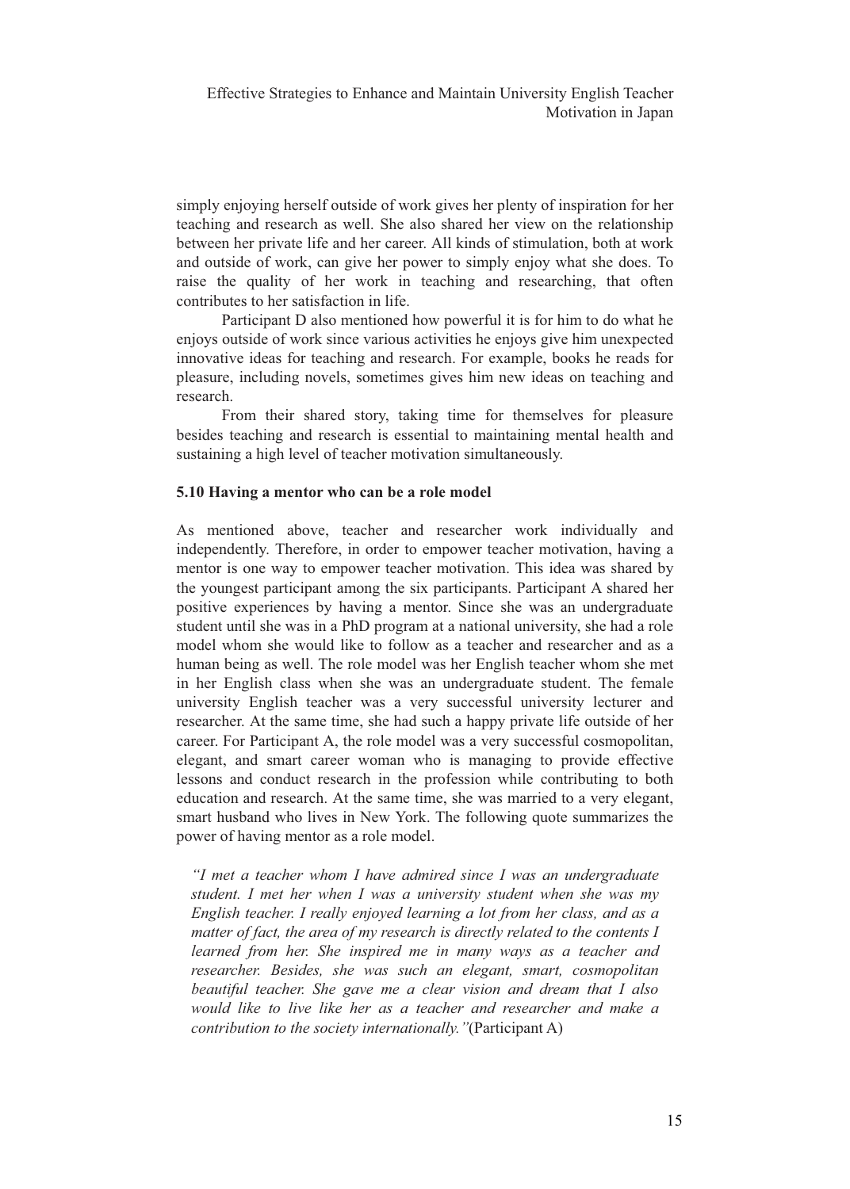simply enjoying herself outside of work gives her plenty of inspiration for her teaching and research as well. She also shared her view on the relationship between her private life and her career. All kinds of stimulation, both at work and outside of work, can give her power to simply enjoy what she does. To raise the quality of her work in teaching and researching, that often contributes to her satisfaction in life.

Participant D also mentioned how powerful it is for him to do what he enjoys outside of work since various activities he enjoys give him unexpected innovative ideas for teaching and research. For example, books he reads for pleasure, including novels, sometimes gives him new ideas on teaching and research.

From their shared story, taking time for themselves for pleasure besides teaching and research is essential to maintaining mental health and sustaining a high level of teacher motivation simultaneously.

### 5.10 Having a mentor who can be a role model

As mentioned above, teacher and researcher work individually and independently. Therefore, in order to empower teacher motivation, having a mentor is one way to empower teacher motivation. This idea was shared by the youngest participant among the six participants. Participant A shared her positive experiences by having a mentor. Since she was an undergraduate student until she was in a PhD program at a national university, she had a role model whom she would like to follow as a teacher and researcher and as a human being as well. The role model was her English teacher whom she met in her English class when she was an undergraduate student. The female university English teacher was a very successful university lecturer and researcher. At the same time, she had such a happy private life outside of her career. For Participant A, the role model was a very successful cosmopolitan, elegant, and smart career woman who is managing to provide effective lessons and conduct research in the profession while contributing to both education and research. At the same time, she was married to a very elegant, smart husband who lives in New York. The following quote summarizes the power of having mentor as a role model.

> *"I met a teacher whom I have admired since I was an undergraduate student. I met her when I was a university student when she was my English teacher. I really enjoyed learning a lot from her class, and as a matter of fact, the area of my research is directly related to the contents I learned from her. She inspired me in many ways as a teacher and researcher. Besides, she was such an elegant, smart, cosmopolitan beautiful teacher. She gave me a clear vision and dream that I also would like to live like her as a teacher and researcher and make a contribution to the society internationally."*(Participant A)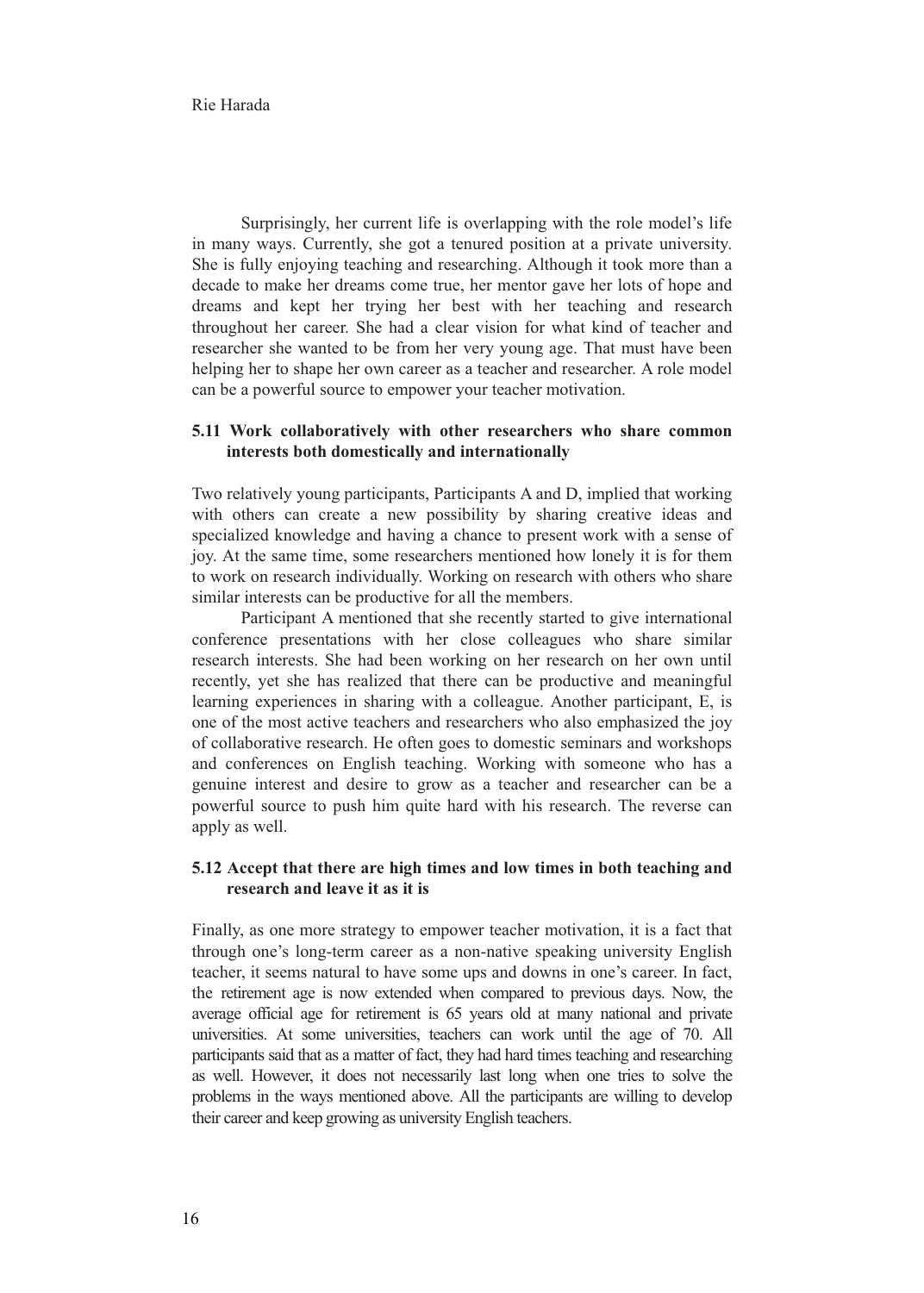Surprisingly, her current life is overlapping with the role model's life in many ways. Currently, she got a tenured position at a private university. She is fully enjoying teaching and researching. Although it took more than a decade to make her dreams come true, her mentor gave her lots of hope and dreams and kept her trying her best with her teaching and research throughout her career. She had a clear vision for what kind of teacher and researcher she wanted to be from her very young age. That must have been helping her to shape her own career as a teacher and researcher. A role model can be a powerful source to empower your teacher motivation.

### 5.11 Work collaboratively with other researchers who share common interests both domestically and internationally

Two relatively young participants, Participants A and D, implied that working with others can create a new possibility by sharing creative ideas and specialized knowledge and having a chance to present work with a sense of joy. At the same time, some researchers mentioned how lonely it is for them to work on research individually. Working on research with others who share similar interests can be productive for all the members.

Participant A mentioned that she recently started to give international conference presentations with her close colleagues who share similar research interests. She had been working on her research on her own until recently, yet she has realized that there can be productive and meaningful learning experiences in sharing with a colleague. Another participant, E, is one of the most active teachers and researchers who also emphasized the joy of collaborative research. He often goes to domestic seminars and workshops and conferences on English teaching. Working with someone who has a genuine interest and desire to grow as a teacher and researcher can be a powerful source to push him quite hard with his research. The reverse can apply as well.

### 5.12 Accept that there are high times and low times in both teaching and research and leave it as it is

Finally, as one more strategy to empower teacher motivation, it is a fact that through one's long-term career as a non-native speaking university English teacher, it seems natural to have some ups and downs in one's career. In fact, the retirement age is now extended when compared to previous days. Now, the average official age for retirement is 65 years old at many national and private universities. At some universities, teachers can work until the age of 70. All participants said that as a matter of fact, they had hard times teaching and researching as well. However, it does not necessarily last long when one tries to solve the problems in the ways mentioned above. All the participants are willing to develop their career and keep growing as university English teachers.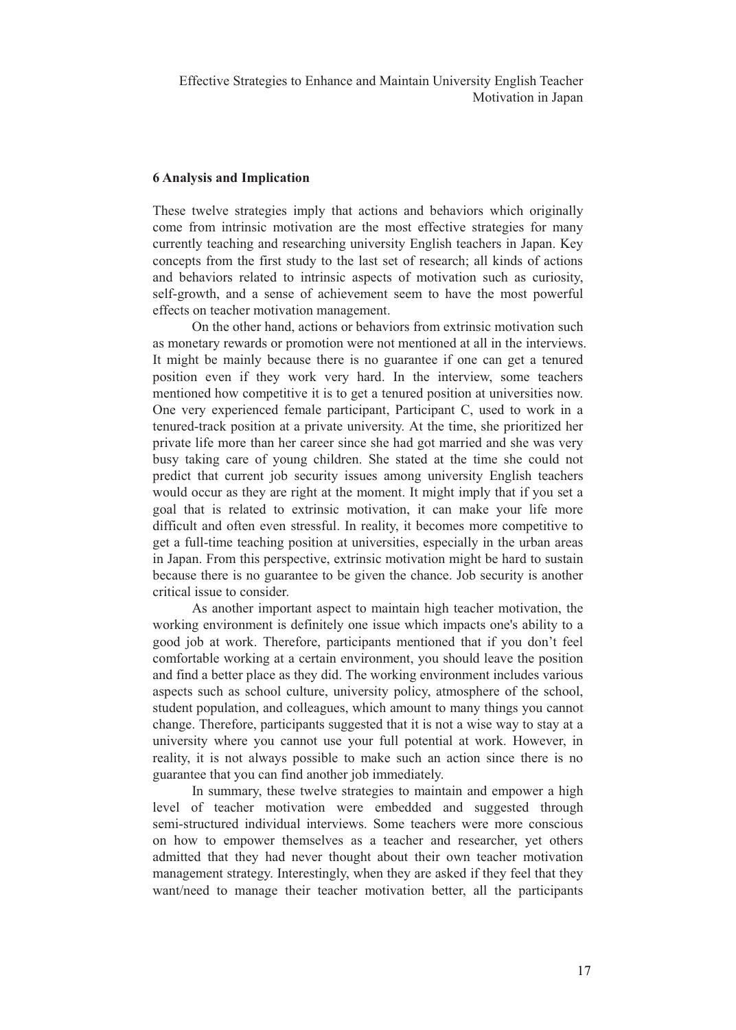## 6 Analysis and Implication

These twelve strategies imply that actions and behaviors which originally come from intrinsic motivation are the most effective strategies for many currently teaching and researching university English teachers in Japan. Key concepts from the first study to the last set of research; all kinds of actions and behaviors related to intrinsic aspects of motivation such as curiosity, self-growth, and a sense of achievement seem to have the most powerful effects on teacher motivation management.

On the other hand, actions or behaviors from extrinsic motivation such as monetary rewards or promotion were not mentioned at all in the interviews. It might be mainly because there is no guarantee if one can get a tenured position even if they work very hard. In the interview, some teachers mentioned how competitive it is to get a tenured position at universities now. One very experienced female participant, Participant C, used to work in a tenured-track position at a private university. At the time, she prioritized her private life more than her career since she had got married and she was very busy taking care of young children. She stated at the time she could not predict that current job security issues among university English teachers would occur as they are right at the moment. It might imply that if you set a goal that is related to extrinsic motivation, it can make your life more difficult and often even stressful. In reality, it becomes more competitive to get a full-time teaching position at universities, especially in the urban areas in Japan. From this perspective, extrinsic motivation might be hard to sustain because there is no guarantee to be given the chance. Job security is another critical issue to consider.

As another important aspect to maintain high teacher motivation, the working environment is definitely one issue which impacts one's ability to a good job at work. Therefore, participants mentioned that if you don't feel comfortable working at a certain environment, you should leave the position and find a better place as they did. The working environment includes various aspects such as school culture, university policy, atmosphere of the school, student population, and colleagues, which amount to many things you cannot change. Therefore, participants suggested that it is not a wise way to stay at a university where you cannot use your full potential at work. However, in reality, it is not always possible to make such an action since there is no guarantee that you can find another job immediately.

In summary, these twelve strategies to maintain and empower a high level of teacher motivation were embedded and suggested through semi-structured individual interviews. Some teachers were more conscious on how to empower themselves as a teacher and researcher, yet others admitted that they had never thought about their own teacher motivation management strategy. Interestingly, when they are asked if they feel that they want/need to manage their teacher motivation better, all the participants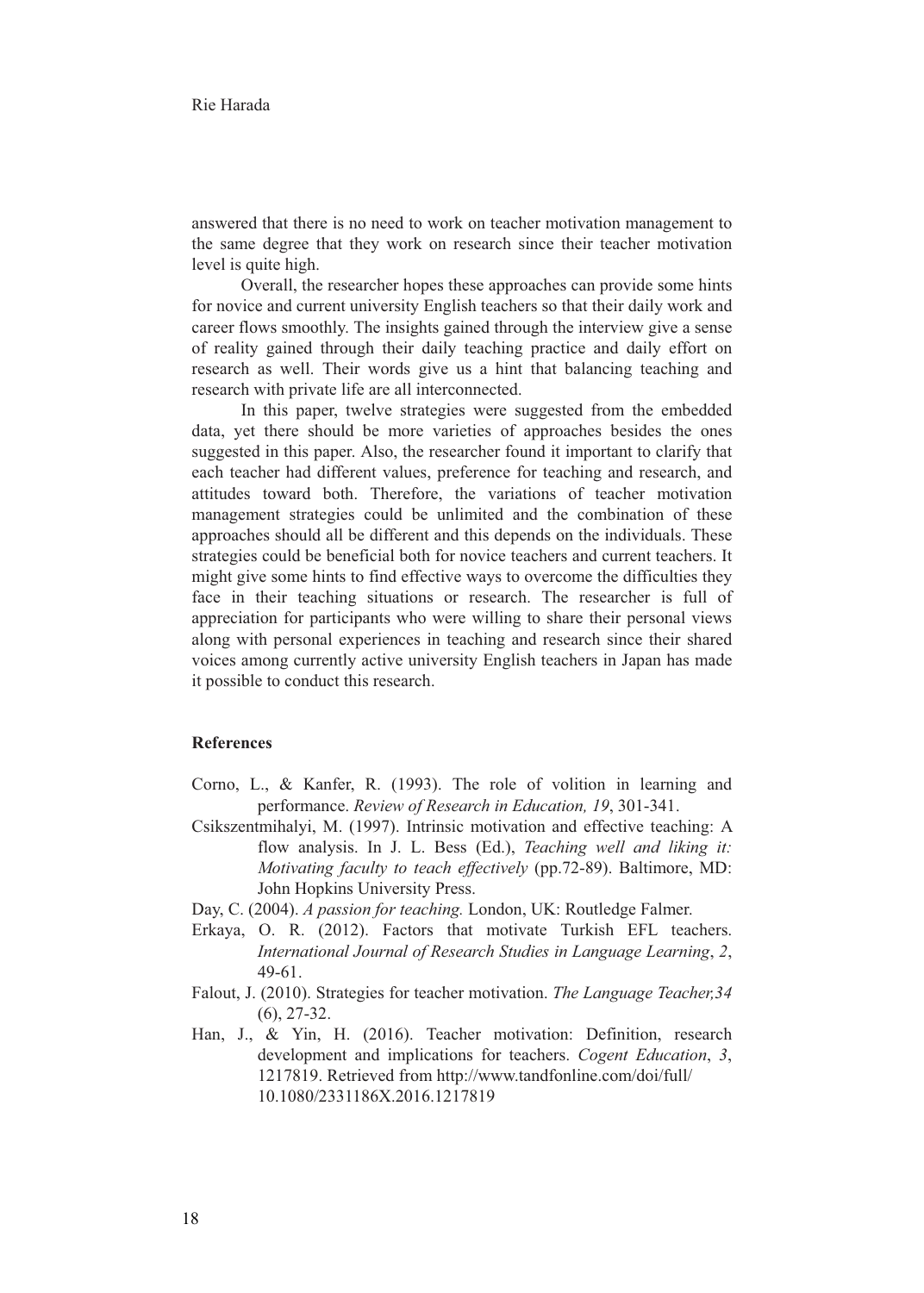answered that there is no need to work on teacher motivation management to the same degree that they work on research since their teacher motivation level is quite high.

Overall, the researcher hopes these approaches can provide some hints for novice and current university English teachers so that their daily work and career flows smoothly. The insights gained through the interview give a sense of reality gained through their daily teaching practice and daily effort on research as well. Their words give us a hint that balancing teaching and research with private life are all interconnected.

In this paper, twelve strategies were suggested from the embedded data, yet there should be more varieties of approaches besides the ones suggested in this paper. Also, the researcher found it important to clarify that each teacher had different values, preference for teaching and research, and attitudes toward both. Therefore, the variations of teacher motivation management strategies could be unlimited and the combination of these approaches should all be different and this depends on the individuals. These strategies could be beneficial both for novice teachers and current teachers. It might give some hints to find effective ways to overcome the difficulties they face in their teaching situations or research. The researcher is full of appreciation for participants who were willing to share their personal views along with personal experiences in teaching and research since their shared voices among currently active university English teachers in Japan has made it possible to conduct this research.

## References

Corno, L., & Kanfer, R. (1993). The role of volition in learning and performance. *Review of Research in Education, 19*, 301-341.

Csikszentmihalyi, M. (1997). Intrinsic motivation and effective teaching: A flow analysis. In J. L. Bess (Ed.), *Teaching well and liking it: Motivating faculty to teach effectively* (pp.72-89). Baltimore, MD: John Hopkins University Press.

Day, C. (2004). *A passion for teaching.* London, UK: Routledge Falmer.

Erkaya, O. R. (2012). Factors that motivate Turkish EFL teachers. *International Journal of Research Studies in Language Learning*, *2*, 49-61.

Falout, J. (2010). Strategies for teacher motivation. *The Language Teacher,34* (6), 27-32.

Han, J., & Yin, H. (2016). Teacher motivation: Definition, research development and implications for teachers. *Cogent Education*, *3*, 1217819. Retrieved from http://www.tandfonline.com/doi/full/10.1080/2331186X.2016.1217819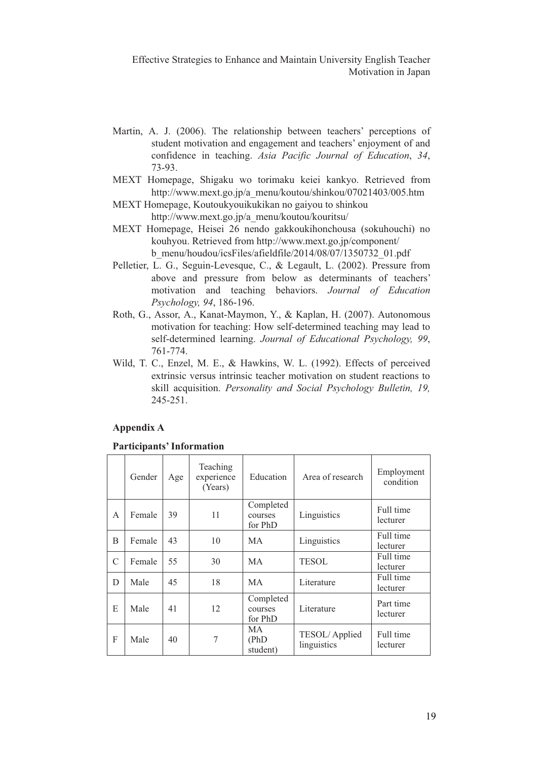Martin, A. J. (2006). The relationship between teachers' perceptions of student motivation and engagement and teachers' enjoyment of and confidence in teaching. *Asia Pacific Journal of Education*, *34*, 73-93.

MEXT Homepage, Shigaku wo torimaku keiei kankyo. Retrieved from http://www.mext.go.jp/a_menu/koutou/shinkou/07021403/005.htm

MEXT Homepage, Koutoukyouikukikan no gaiyou to shinkou http://www.mext.go.jp/a_menu/koutou/kouritsu/

MEXT Homepage, Heisei 26 nendo gakkoukihonchousa (sokuhouchi) no kouhyou. Retrieved from http://www.mext.go.jp/component/b_menu/houdou/icsFiles/afieldfile/2014/08/07/1350732_01.pdf

Pelletier, L. G., Seguin-Levesque, C., & Legault, L. (2002). Pressure from above and pressure from below as determinants of teachers' motivation and teaching behaviors. *Journal of Education Psychology, 94*, 186-196.

Roth, G., Assor, A., Kanat-Maymon, Y., & Kaplan, H. (2007). Autonomous motivation for teaching: How self-determined teaching may lead to self-determined learning. *Journal of Educational Psychology, 99*, 761-774.

Wild, T. C., Enzel, M. E., & Hawkins, W. L. (1992). Effects of perceived extrinsic versus intrinsic teacher motivation on student reactions to skill acquisition. *Personality and Social Psychology Bulletin, 19,* 245-251.

## Appendix A

**Participants' Information**

| | Gender | Age | Teaching experience (Years) | Education | Area of research | Employment condition |
|---|---|---|---|---|---|---|
| A | Female | 39 | 11 | Completed courses for PhD | Linguistics | Full time lecturer |
| B | Female | 43 | 10 | MA | Linguistics | Full time lecturer |
| C | Female | 55 | 30 | MA | TESOL | Full time lecturer |
| D | Male | 45 | 18 | MA | Literature | Full time lecturer |
| E | Male | 41 | 12 | Completed courses for PhD | Literature | Part time lecturer |
| F | Male | 40 | 7 | MA (PhD student) | TESOL/ Applied linguistics | Full time lecturer |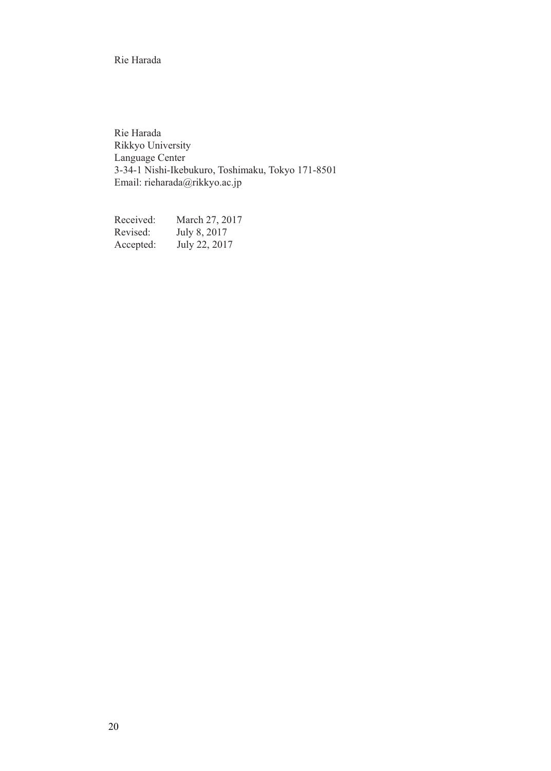Rie Harada

Rie Harada
Rikkyo University
Language Center
3-34-1 Nishi-Ikebukuro, Toshimaku, Tokyo 171-8501
Email: rieharada@rikkyo.ac.jp

| | |
|---|---|
| Received: | March 27, 2017 |
| Revised: | July 8, 2017 |
| Accepted: | July 22, 2017 |